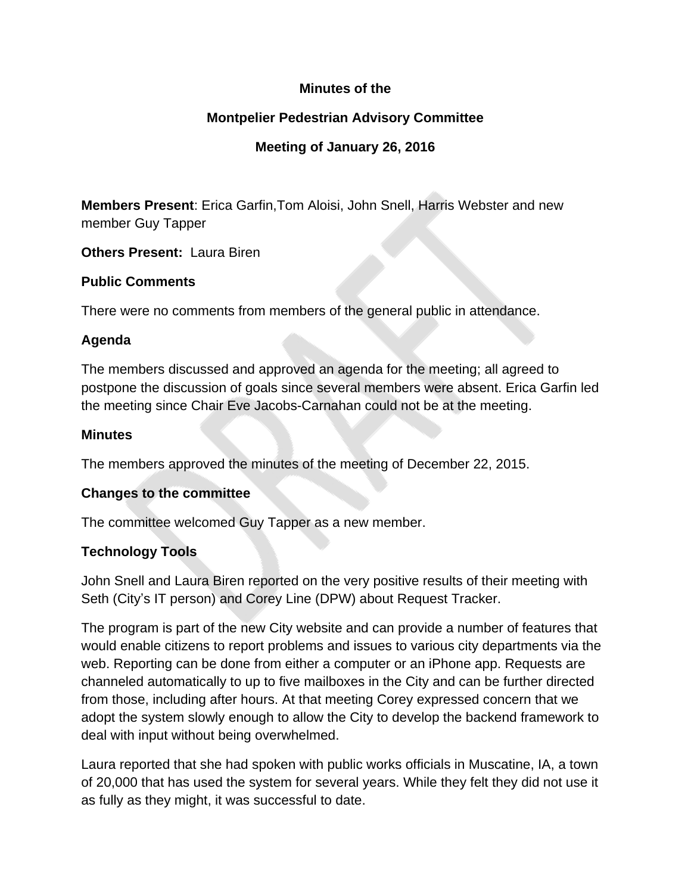**Minutes of the**

**Montpelier Pedestrian Advisory Committee**

**Meeting of January 26, 2016**

**Members Present**: Erica Garfin,Tom Aloisi, John Snell, Harris Webster and new member Guy Tapper

**Others Present:** Laura Biren

**Public Comments**

There were no comments from members of the general public in attendance.

**Agenda**

The members discussed and approved an agenda for the meeting; all agreed to postpone the discussion of goals since several members were absent. Erica Garfin led the meeting since Chair Eve Jacobs-Carnahan could not be at the meeting.

**Minutes**

The members approved the minutes of the meeting of December 22, 2015.

**Changes to the committee**

The committee welcomed Guy Tapper as a new member.

**Technology Tools**

John Snell and Laura Biren reported on the very positive results of their meeting with Seth (City's IT person) and Corey Line (DPW) about Request Tracker.

The program is part of the new City website and can provide a number of features that would enable citizens to report problems and issues to various city departments via the web. Reporting can be done from either a computer or an iPhone app. Requests are channeled automatically to up to five mailboxes in the City and can be further directed from those, including after hours. At that meeting Corey expressed concern that we adopt the system slowly enough to allow the City to develop the backend framework to deal with input without being overwhelmed.

Laura reported that she had spoken with public works officials in Muscatine, IA, a town of 20,000 that has used the system for several years. While they felt they did not use it as fully as they might, it was successful to date.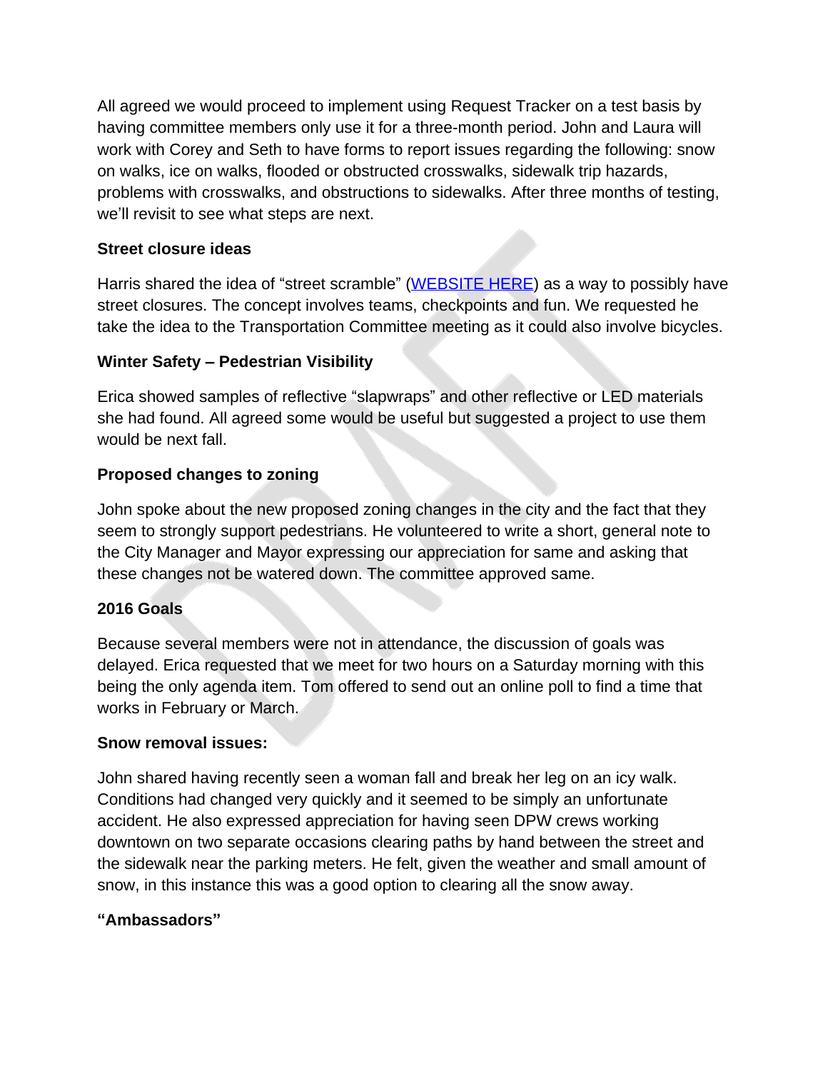All agreed we would proceed to implement using Request Tracker on a test basis by having committee members only use it for a three-month period. John and Laura will work with Corey and Seth to have forms to report issues regarding the following: snow on walks, ice on walks, flooded or obstructed crosswalks, sidewalk trip hazards, problems with crosswalks, and obstructions to sidewalks. After three months of testing, we'll revisit to see what steps are next.

**Street closure ideas**

Harris shared the idea of "street scramble" (WEBSITE HERE) as a way to possibly have street closures. The concept involves teams, checkpoints and fun. We requested he take the idea to the Transportation Committee meeting as it could also involve bicycles.

**Winter Safety – Pedestrian Visibility**

Erica showed samples of reflective "slapwraps" and other reflective or LED materials she had found. All agreed some would be useful but suggested a project to use them would be next fall.

**Proposed changes to zoning**

John spoke about the new proposed zoning changes in the city and the fact that they seem to strongly support pedestrians. He volunteered to write a short, general note to the City Manager and Mayor expressing our appreciation for same and asking that these changes not be watered down. The committee approved same.

**2016 Goals**

Because several members were not in attendance, the discussion of goals was delayed. Erica requested that we meet for two hours on a Saturday morning with this being the only agenda item. Tom offered to send out an online poll to find a time that works in February or March.

**Snow removal issues:**

John shared having recently seen a woman fall and break her leg on an icy walk. Conditions had changed very quickly and it seemed to be simply an unfortunate accident. He also expressed appreciation for having seen DPW crews working downtown on two separate occasions clearing paths by hand between the street and the sidewalk near the parking meters. He felt, given the weather and small amount of snow, in this instance this was a good option to clearing all the snow away.

**"Ambassadors"**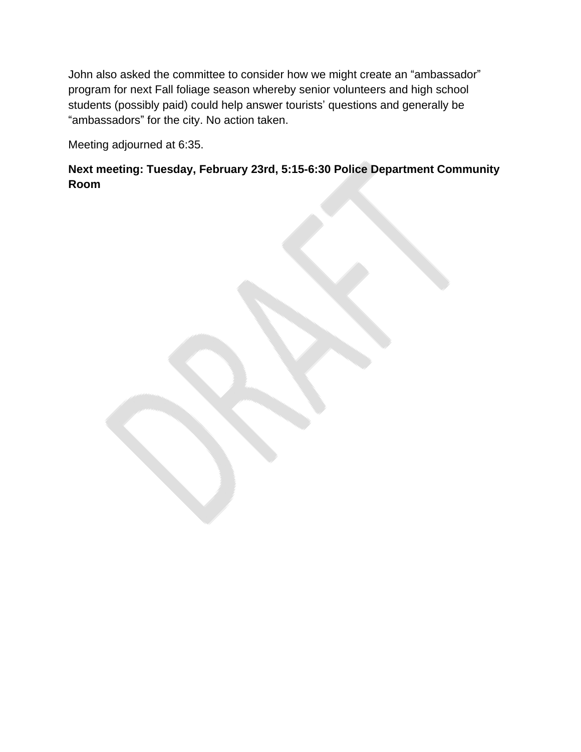John also asked the committee to consider how we might create an "ambassador" program for next Fall foliage season whereby senior volunteers and high school students (possibly paid) could help answer tourists' questions and generally be "ambassadors" for the city. No action taken.

Meeting adjourned at 6:35.

**Next meeting: Tuesday, February 23rd, 5:15-6:30 Police Department Community Room**